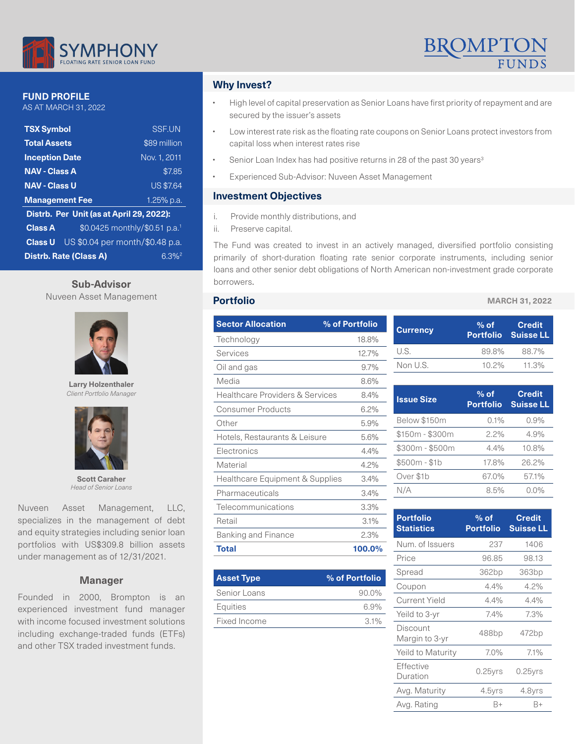SYMPHONY FLOATING RATE SENIOR LOAN FUND

BROMPTON FUNDS

## FUND PROFILE

AS AT MARCH 31, 2022

| | |
|---|---|
| **TSX Symbol** | SSF.UN |
| **Total Assets** | $89 million |
| **Inception Date** | Nov. 1, 2011 |
| **NAV - Class A** | $7.85 |
| **NAV - Class U** | US $7.64 |
| **Management Fee** | 1.25% p.a. |
| **Distrb. Per Unit (as at April 29, 2022):** | |
| **Class A** | $0.0425 monthly/$0.51 p.a.[1] |
| **Class U** | US $0.04 per month/$0.48 p.a. |
| **Distrb. Rate (Class A)** | 6.3%[2] |

### Sub-Advisor

Nuveen Asset Management

**Larry Holzenthaler**
*Client Portfolio Manager*

**Scott Caraher**
*Head of Senior Loans*

Nuveen Asset Management, LLC, specializes in the management of debt and equity strategies including senior loan portfolios with US$309.8 billion assets under management as of 12/31/2021.

### Manager

Founded in 2000, Brompton is an experienced investment fund manager with income focused investment solutions including exchange-traded funds (ETFs) and other TSX traded investment funds.

## Why Invest?

- High level of capital preservation as Senior Loans have first priority of repayment and are secured by the issuer's assets
- Low interest rate risk as the floating rate coupons on Senior Loans protect investors from capital loss when interest rates rise
- Senior Loan Index has had positive returns in 28 of the past 30 years[3]
- Experienced Sub-Advisor: Nuveen Asset Management

## Investment Objectives

i. Provide monthly distributions, and
ii. Preserve capital.

The Fund was created to invest in an actively managed, diversified portfolio consisting primarily of short-duration floating rate senior corporate instruments, including senior loans and other senior debt obligations of North American non-investment grade corporate borrowers.

## Portfolio

MARCH 31, 2022

| Sector Allocation | % of Portfolio |
|---|---|
| Technology | 18.8% |
| Services | 12.7% |
| Oil and gas | 9.7% |
| Media | 8.6% |
| Healthcare Providers & Services | 8.4% |
| Consumer Products | 6.2% |
| Other | 5.9% |
| Hotels, Restaurants & Leisure | 5.6% |
| Electronics | 4.4% |
| Material | 4.2% |
| Healthcare Equipment & Supplies | 3.4% |
| Pharmaceuticals | 3.4% |
| Telecommunications | 3.3% |
| Retail | 3.1% |
| Banking and Finance | 2.3% |
| **Total** | **100.0%** |

| Asset Type | % of Portfolio |
|---|---|
| Senior Loans | 90.0% |
| Equities | 6.9% |
| Fixed Income | 3.1% |

| Currency | % of Portfolio | Credit Suisse LL |
|---|---|---|
| U.S. | 89.8% | 88.7% |
| Non U.S. | 10.2% | 11.3% |

| Issue Size | % of Portfolio | Credit Suisse LL |
|---|---|---|
| Below $150m | 0.1% | 0.9% |
| $150m - $300m | 2.2% | 4.9% |
| $300m - $500m | 4.4% | 10.8% |
| $500m - $1b | 17.8% | 26.2% |
| Over $1b | 67.0% | 57.1% |
| N/A | 8.5% | 0.0% |

| Portfolio Statistics | % of Portfolio | Credit Suisse LL |
|---|---|---|
| Num. of Issuers | 237 | 1406 |
| Price | 96.85 | 98.13 |
| Spread | 362bp | 363bp |
| Coupon | 4.4% | 4.2% |
| Current Yield | 4.4% | 4.4% |
| Yeild to 3-yr | 7.4% | 7.3% |
| Discount Margin to 3-yr | 488bp | 472bp |
| Yeild to Maturity | 7.0% | 7.1% |
| Effective Duration | 0.25yrs | 0.25yrs |
| Avg. Maturity | 4.5yrs | 4.8yrs |
| Avg. Rating | B+ | B+ |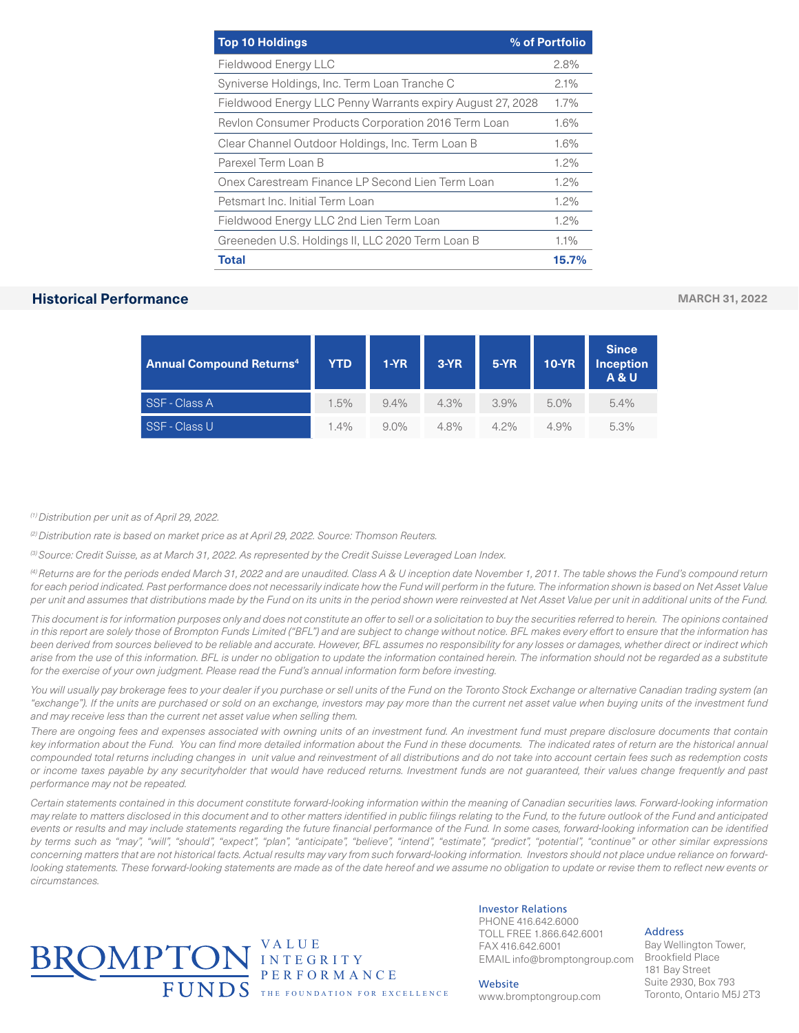| Top 10 Holdings | % of Portfolio |
|---|---|
| Fieldwood Energy LLC | 2.8% |
| Syniverse Holdings, Inc. Term Loan Tranche C | 2.1% |
| Fieldwood Energy LLC Penny Warrants expiry August 27, 2028 | 1.7% |
| Revlon Consumer Products Corporation 2016 Term Loan | 1.6% |
| Clear Channel Outdoor Holdings, Inc. Term Loan B | 1.6% |
| Parexel Term Loan B | 1.2% |
| Onex Carestream Finance LP Second Lien Term Loan | 1.2% |
| Petsmart Inc. Initial Term Loan | 1.2% |
| Fieldwood Energy LLC 2nd Lien Term Loan | 1.2% |
| Greeneden U.S. Holdings II, LLC 2020 Term Loan B | 1.1% |
| **Total** | **15.7%** |

## Historical Performance

MARCH 31, 2022

| Annual Compound Returns[4] | YTD | 1-YR | 3-YR | 5-YR | 10-YR | Since Inception A & U |
|---|---|---|---|---|---|---|
| SSF - Class A | 1.5% | 9.4% | 4.3% | 3.9% | 5.0% | 5.4% |
| SSF - Class U | 1.4% | 9.0% | 4.8% | 4.2% | 4.9% | 5.3% |

*[1] Distribution per unit as of April 29, 2022.*

*[2] Distribution rate is based on market price as at April 29, 2022. Source: Thomson Reuters.*

*[3] Source: Credit Suisse, as at March 31, 2022. As represented by the Credit Suisse Leveraged Loan Index.*

*[4] Returns are for the periods ended March 31, 2022 and are unaudited. Class A & U inception date November 1, 2011. The table shows the Fund's compound return for each period indicated. Past performance does not necessarily indicate how the Fund will perform in the future. The information shown is based on Net Asset Value per unit and assumes that distributions made by the Fund on its units in the period shown were reinvested at Net Asset Value per unit in additional units of the Fund.*

*This document is for information purposes only and does not constitute an offer to sell or a solicitation to buy the securities referred to herein. The opinions contained in this report are solely those of Brompton Funds Limited ("BFL") and are subject to change without notice. BFL makes every effort to ensure that the information has been derived from sources believed to be reliable and accurate. However, BFL assumes no responsibility for any losses or damages, whether direct or indirect which arise from the use of this information. BFL is under no obligation to update the information contained herein. The information should not be regarded as a substitute for the exercise of your own judgment. Please read the Fund's annual information form before investing.*

*You will usually pay brokerage fees to your dealer if you purchase or sell units of the Fund on the Toronto Stock Exchange or alternative Canadian trading system (an "exchange"). If the units are purchased or sold on an exchange, investors may pay more than the current net asset value when buying units of the investment fund and may receive less than the current net asset value when selling them.*

*There are ongoing fees and expenses associated with owning units of an investment fund. An investment fund must prepare disclosure documents that contain key information about the Fund. You can find more detailed information about the Fund in these documents. The indicated rates of return are the historical annual compounded total returns including changes in unit value and reinvestment of all distributions and do not take into account certain fees such as redemption costs or income taxes payable by any securityholder that would have reduced returns. Investment funds are not guaranteed, their values change frequently and past performance may not be repeated.*

*Certain statements contained in this document constitute forward-looking information within the meaning of Canadian securities laws. Forward-looking information may relate to matters disclosed in this document and to other matters identified in public filings relating to the Fund, to the future outlook of the Fund and anticipated events or results and may include statements regarding the future financial performance of the Fund. In some cases, forward-looking information can be identified by terms such as "may", "will", "should", "expect", "plan", "anticipate", "believe", "intend", "estimate", "predict", "potential", "continue" or other similar expressions concerning matters that are not historical facts. Actual results may vary from such forward-looking information. Investors should not place undue reliance on forward-looking statements. These forward-looking statements are made as of the date hereof and we assume no obligation to update or revise them to reflect new events or circumstances.*

BROMPTON FUNDS

VALUE
INTEGRITY
PERFORMANCE
THE FOUNDATION FOR EXCELLENCE

**Investor Relations**
PHONE 416.642.6000
TOLL FREE 1.866.642.6001
FAX 416.642.6001
EMAIL info@bromptongroup.com

**Website**
www.bromptongroup.com

**Address**
Bay Wellington Tower,
Brookfield Place
181 Bay Street
Suite 2930, Box 793
Toronto, Ontario M5J 2T3